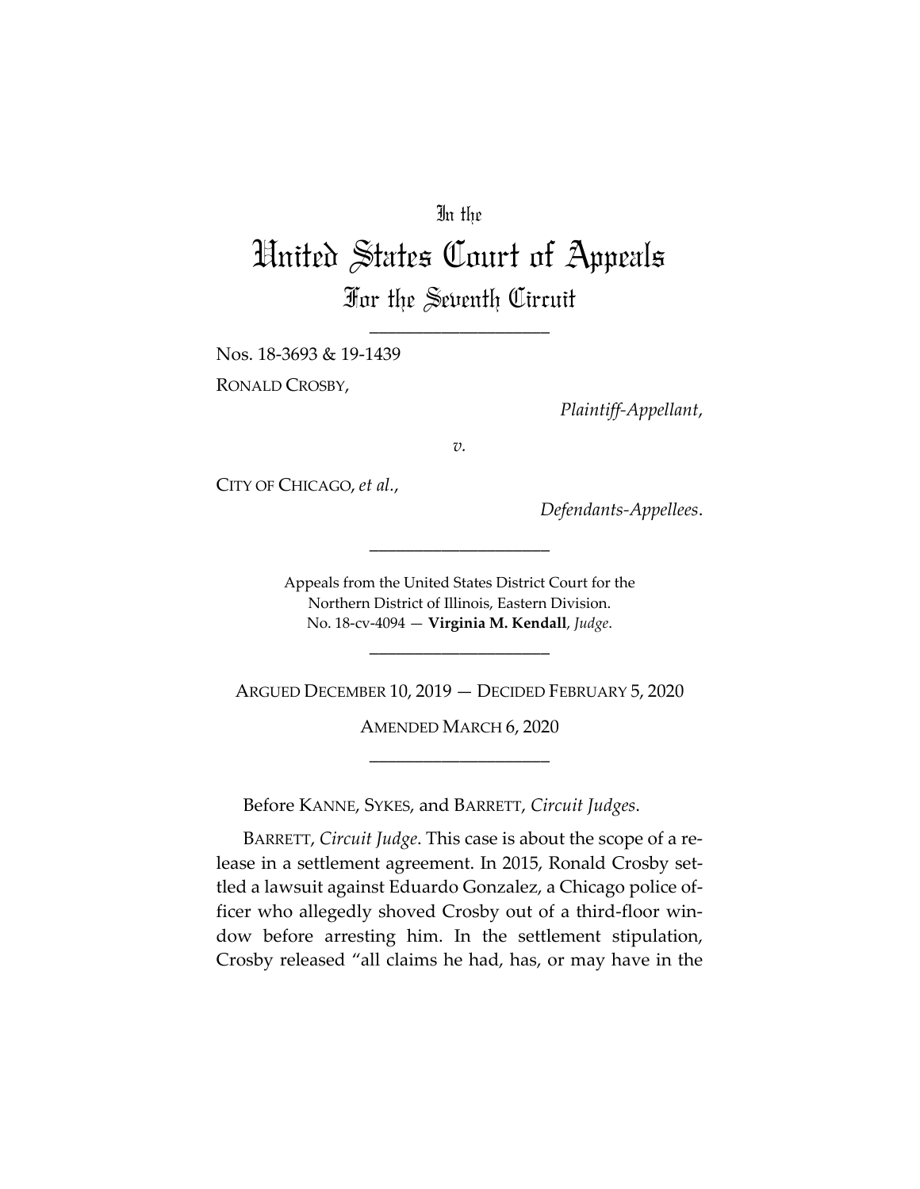In the

# United States Court of Appeals

## For the Seventh Circuit

____________________

Nos. 18-3693 & 19-1439

RONALD CROSBY,

*Plaintiff-Appellant*,

*v.*

CITY OF CHICAGO, *et al.*,

*Defendants-Appellees*.

____________________

Appeals from the United States District Court for the Northern District of Illinois, Eastern Division.
No. 18-cv-4094 — **Virginia M. Kendall**, *Judge*.

____________________

ARGUED DECEMBER 10, 2019 — DECIDED FEBRUARY 5, 2020

AMENDED MARCH 6, 2020

____________________

Before KANNE, SYKES, and BARRETT, *Circuit Judges*.

BARRETT, *Circuit Judge*. This case is about the scope of a release in a settlement agreement. In 2015, Ronald Crosby settled a lawsuit against Eduardo Gonzalez, a Chicago police officer who allegedly shoved Crosby out of a third-floor window before arresting him. In the settlement stipulation, Crosby released "all claims he had, has, or may have in the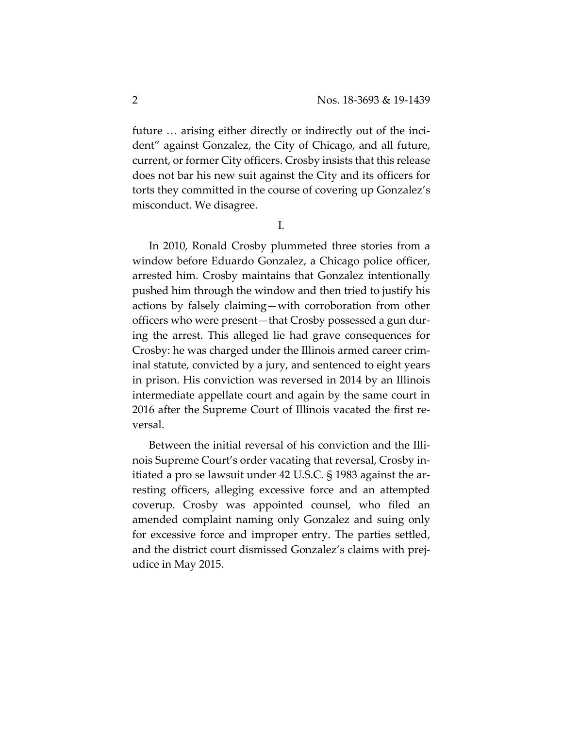future … arising either directly or indirectly out of the incident" against Gonzalez, the City of Chicago, and all future, current, or former City officers. Crosby insists that this release does not bar his new suit against the City and its officers for torts they committed in the course of covering up Gonzalez's misconduct. We disagree.

I.

In 2010, Ronald Crosby plummeted three stories from a window before Eduardo Gonzalez, a Chicago police officer, arrested him. Crosby maintains that Gonzalez intentionally pushed him through the window and then tried to justify his actions by falsely claiming—with corroboration from other officers who were present—that Crosby possessed a gun during the arrest. This alleged lie had grave consequences for Crosby: he was charged under the Illinois armed career criminal statute, convicted by a jury, and sentenced to eight years in prison. His conviction was reversed in 2014 by an Illinois intermediate appellate court and again by the same court in 2016 after the Supreme Court of Illinois vacated the first reversal.

Between the initial reversal of his conviction and the Illinois Supreme Court's order vacating that reversal, Crosby initiated a pro se lawsuit under 42 U.S.C. § 1983 against the arresting officers, alleging excessive force and an attempted coverup. Crosby was appointed counsel, who filed an amended complaint naming only Gonzalez and suing only for excessive force and improper entry. The parties settled, and the district court dismissed Gonzalez's claims with prejudice in May 2015.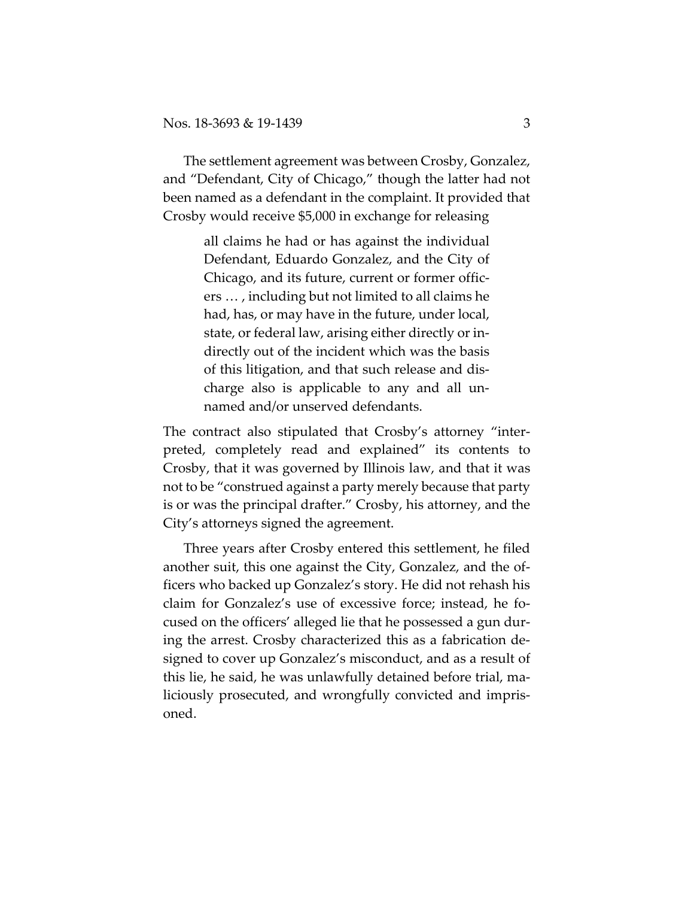The settlement agreement was between Crosby, Gonzalez, and "Defendant, City of Chicago," though the latter had not been named as a defendant in the complaint. It provided that Crosby would receive $5,000 in exchange for releasing

> all claims he had or has against the individual Defendant, Eduardo Gonzalez, and the City of Chicago, and its future, current or former officers … , including but not limited to all claims he had, has, or may have in the future, under local, state, or federal law, arising either directly or indirectly out of the incident which was the basis of this litigation, and that such release and discharge also is applicable to any and all unnamed and/or unserved defendants.

The contract also stipulated that Crosby's attorney "interpreted, completely read and explained" its contents to Crosby, that it was governed by Illinois law, and that it was not to be "construed against a party merely because that party is or was the principal drafter." Crosby, his attorney, and the City's attorneys signed the agreement.

Three years after Crosby entered this settlement, he filed another suit, this one against the City, Gonzalez, and the officers who backed up Gonzalez's story. He did not rehash his claim for Gonzalez's use of excessive force; instead, he focused on the officers' alleged lie that he possessed a gun during the arrest. Crosby characterized this as a fabrication designed to cover up Gonzalez's misconduct, and as a result of this lie, he said, he was unlawfully detained before trial, maliciously prosecuted, and wrongfully convicted and imprisoned.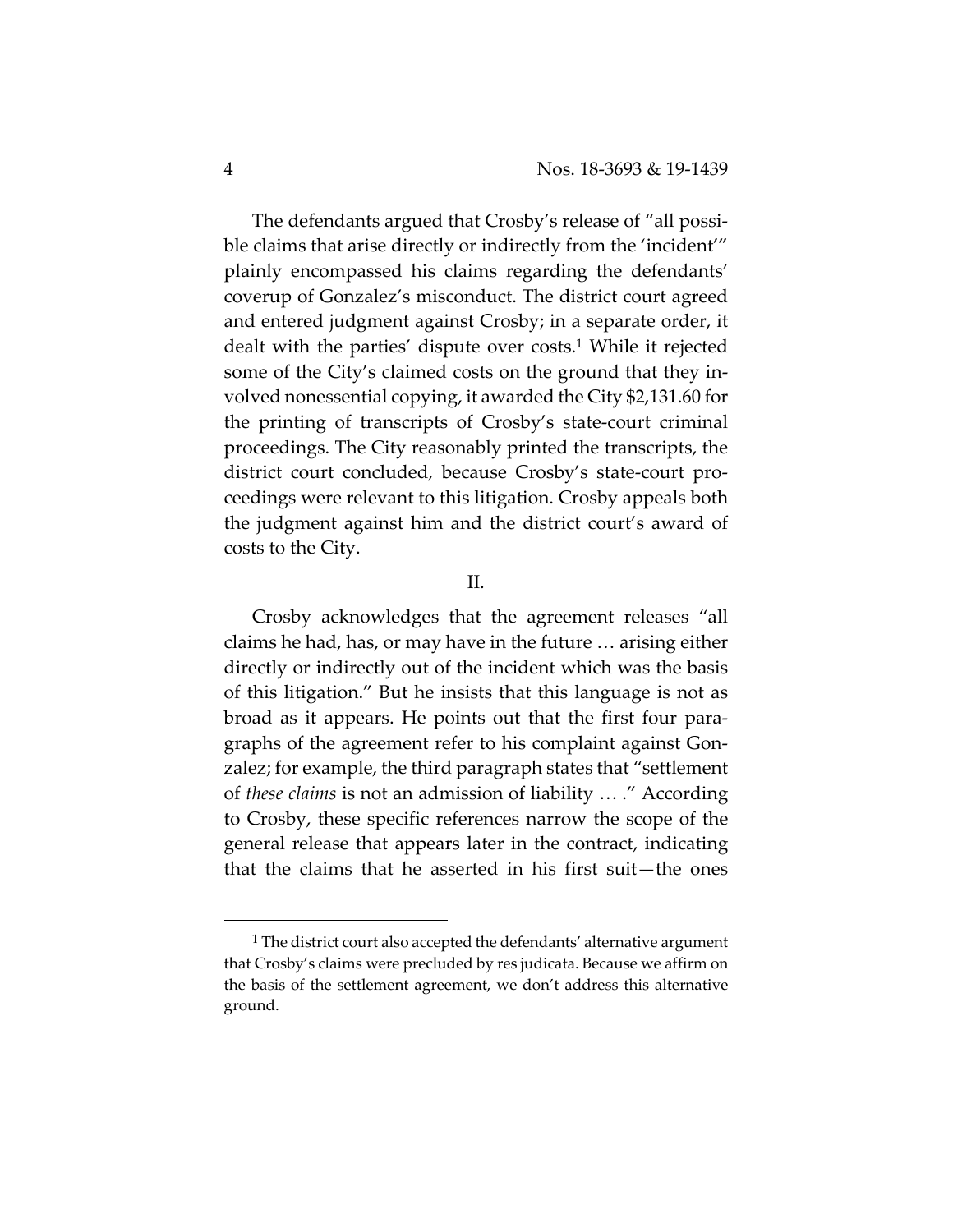The defendants argued that Crosby's release of "all possible claims that arise directly or indirectly from the 'incident'" plainly encompassed his claims regarding the defendants' coverup of Gonzalez's misconduct. The district court agreed and entered judgment against Crosby; in a separate order, it dealt with the parties' dispute over costs.[1] While it rejected some of the City's claimed costs on the ground that they involved nonessential copying, it awarded the City $2,131.60 for the printing of transcripts of Crosby's state-court criminal proceedings. The City reasonably printed the transcripts, the district court concluded, because Crosby's state-court proceedings were relevant to this litigation. Crosby appeals both the judgment against him and the district court's award of costs to the City.

## II.

Crosby acknowledges that the agreement releases "all claims he had, has, or may have in the future … arising either directly or indirectly out of the incident which was the basis of this litigation." But he insists that this language is not as broad as it appears. He points out that the first four paragraphs of the agreement refer to his complaint against Gonzalez; for example, the third paragraph states that "settlement of *these claims* is not an admission of liability … ." According to Crosby, these specific references narrow the scope of the general release that appears later in the contract, indicating that the claims that he asserted in his first suit—the ones

---

[1] The district court also accepted the defendants' alternative argument that Crosby's claims were precluded by res judicata. Because we affirm on the basis of the settlement agreement, we don't address this alternative ground.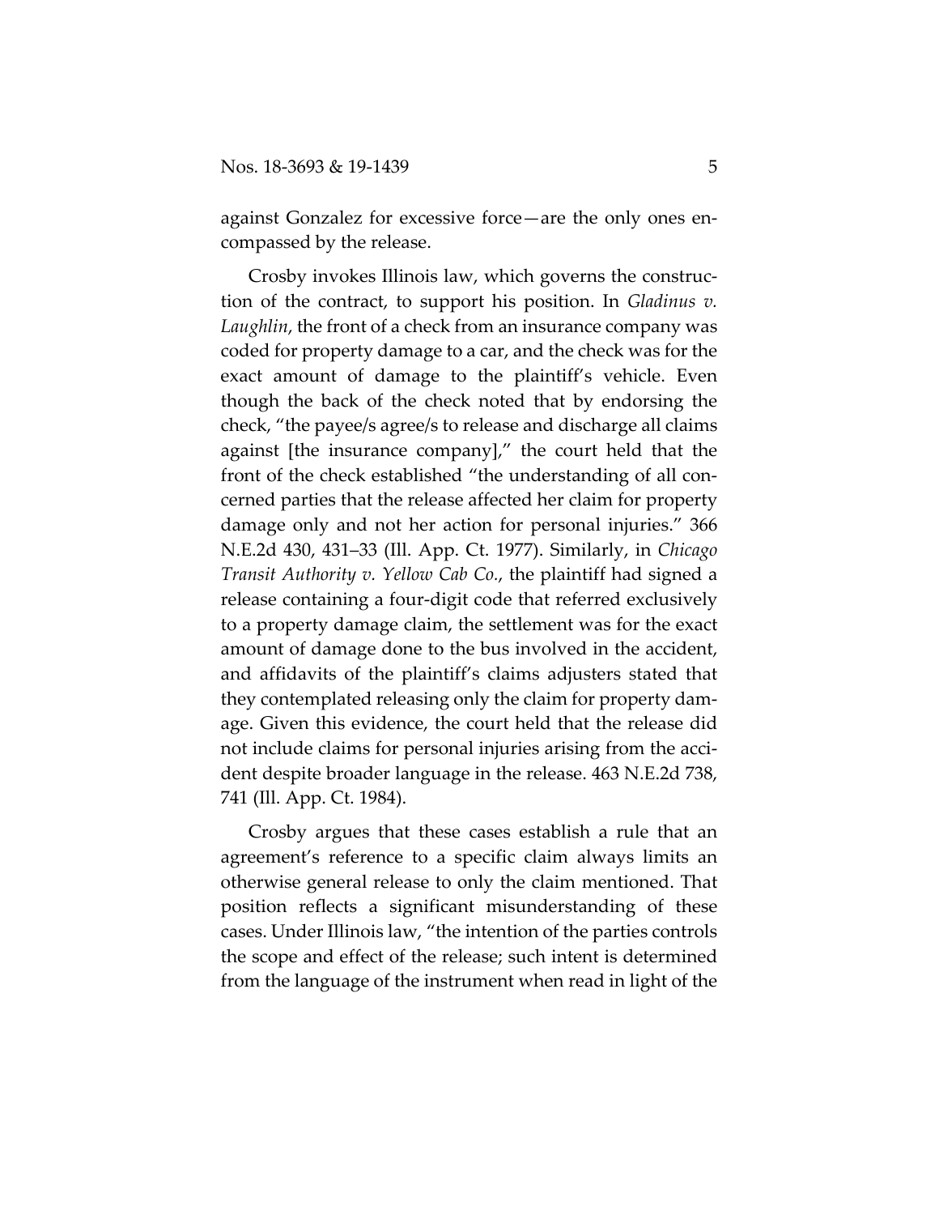against Gonzalez for excessive force—are the only ones encompassed by the release.

Crosby invokes Illinois law, which governs the construction of the contract, to support his position. In *Gladinus v. Laughlin*, the front of a check from an insurance company was coded for property damage to a car, and the check was for the exact amount of damage to the plaintiff's vehicle. Even though the back of the check noted that by endorsing the check, "the payee/s agree/s to release and discharge all claims against [the insurance company]," the court held that the front of the check established "the understanding of all concerned parties that the release affected her claim for property damage only and not her action for personal injuries." 366 N.E.2d 430, 431–33 (Ill. App. Ct. 1977). Similarly, in *Chicago Transit Authority v. Yellow Cab Co.*, the plaintiff had signed a release containing a four-digit code that referred exclusively to a property damage claim, the settlement was for the exact amount of damage done to the bus involved in the accident, and affidavits of the plaintiff's claims adjusters stated that they contemplated releasing only the claim for property damage. Given this evidence, the court held that the release did not include claims for personal injuries arising from the accident despite broader language in the release. 463 N.E.2d 738, 741 (Ill. App. Ct. 1984).

Crosby argues that these cases establish a rule that an agreement's reference to a specific claim always limits an otherwise general release to only the claim mentioned. That position reflects a significant misunderstanding of these cases. Under Illinois law, "the intention of the parties controls the scope and effect of the release; such intent is determined from the language of the instrument when read in light of the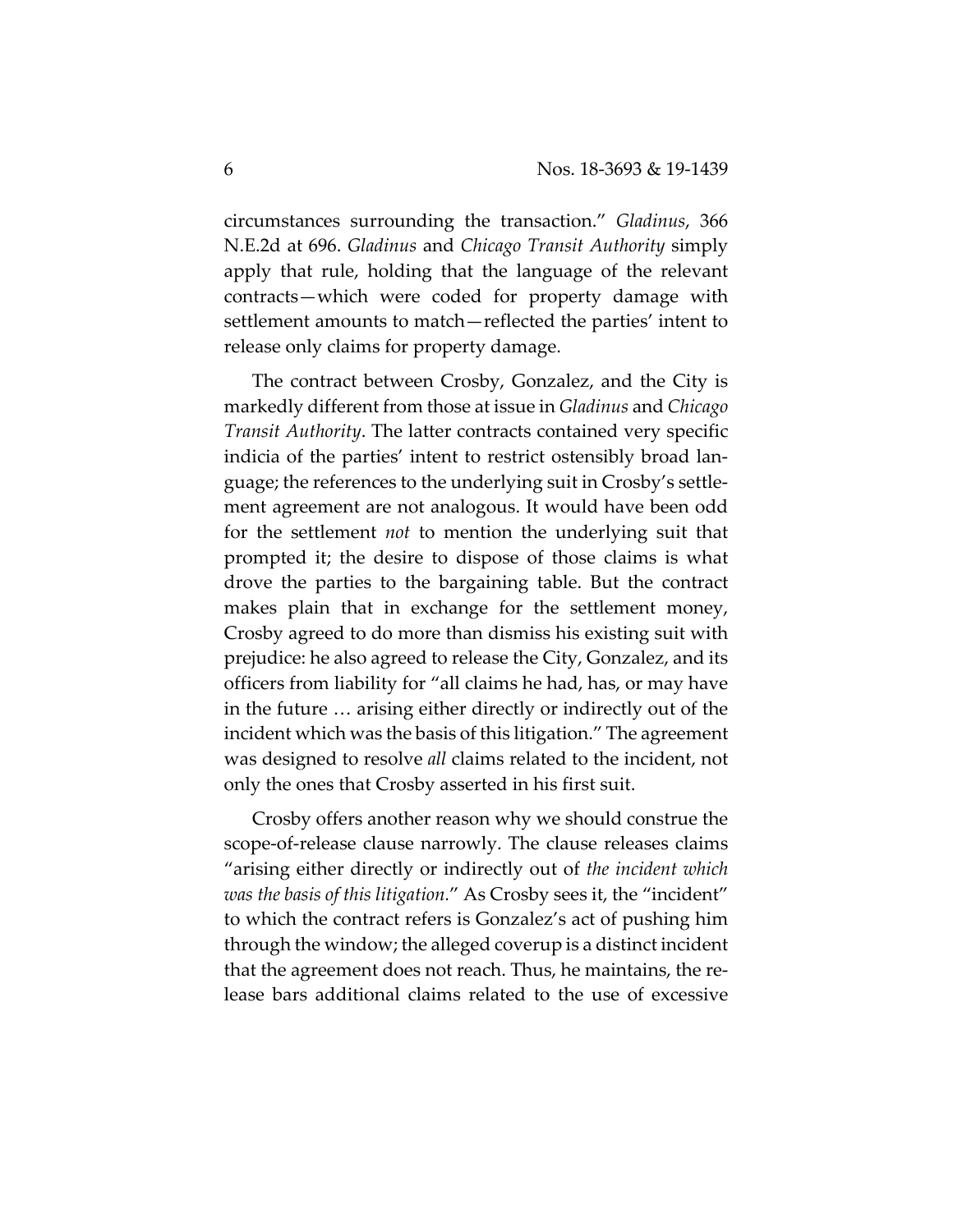circumstances surrounding the transaction." *Gladinus*, 366 N.E.2d at 696. *Gladinus* and *Chicago Transit Authority* simply apply that rule, holding that the language of the relevant contracts—which were coded for property damage with settlement amounts to match—reflected the parties' intent to release only claims for property damage.

The contract between Crosby, Gonzalez, and the City is markedly different from those at issue in *Gladinus* and *Chicago Transit Authority*. The latter contracts contained very specific indicia of the parties' intent to restrict ostensibly broad language; the references to the underlying suit in Crosby's settlement agreement are not analogous. It would have been odd for the settlement *not* to mention the underlying suit that prompted it; the desire to dispose of those claims is what drove the parties to the bargaining table. But the contract makes plain that in exchange for the settlement money, Crosby agreed to do more than dismiss his existing suit with prejudice: he also agreed to release the City, Gonzalez, and its officers from liability for "all claims he had, has, or may have in the future … arising either directly or indirectly out of the incident which was the basis of this litigation." The agreement was designed to resolve *all* claims related to the incident, not only the ones that Crosby asserted in his first suit.

Crosby offers another reason why we should construe the scope-of-release clause narrowly. The clause releases claims "arising either directly or indirectly out of *the incident which was the basis of this litigation*." As Crosby sees it, the "incident" to which the contract refers is Gonzalez's act of pushing him through the window; the alleged coverup is a distinct incident that the agreement does not reach. Thus, he maintains, the release bars additional claims related to the use of excessive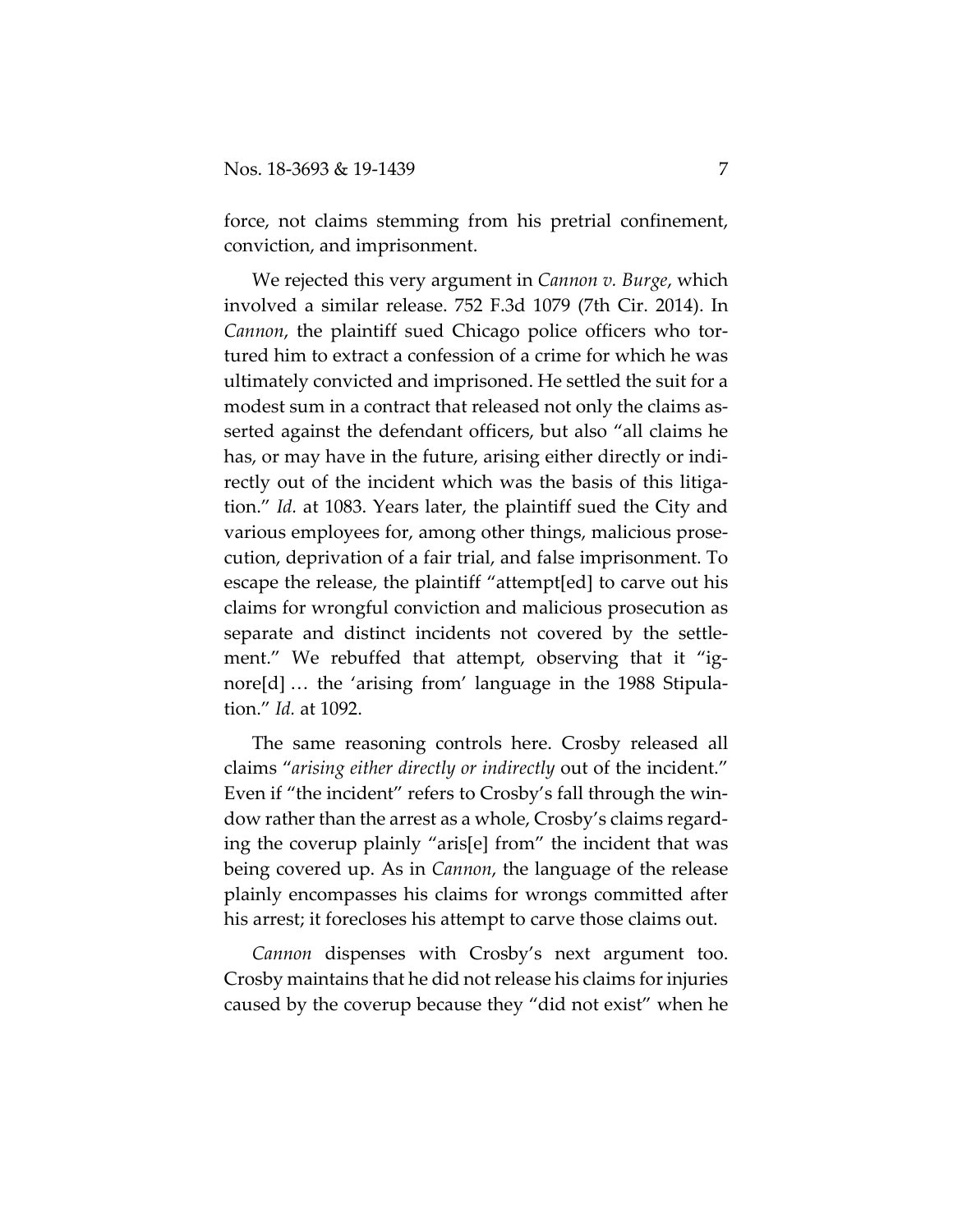force, not claims stemming from his pretrial confinement, conviction, and imprisonment.

We rejected this very argument in *Cannon v. Burge*, which involved a similar release. 752 F.3d 1079 (7th Cir. 2014). In *Cannon*, the plaintiff sued Chicago police officers who tortured him to extract a confession of a crime for which he was ultimately convicted and imprisoned. He settled the suit for a modest sum in a contract that released not only the claims asserted against the defendant officers, but also "all claims he has, or may have in the future, arising either directly or indirectly out of the incident which was the basis of this litigation." *Id.* at 1083. Years later, the plaintiff sued the City and various employees for, among other things, malicious prosecution, deprivation of a fair trial, and false imprisonment. To escape the release, the plaintiff "attempt[ed] to carve out his claims for wrongful conviction and malicious prosecution as separate and distinct incidents not covered by the settlement." We rebuffed that attempt, observing that it "ignore[d] … the 'arising from' language in the 1988 Stipulation." *Id.* at 1092.

The same reasoning controls here. Crosby released all claims "*arising either directly or indirectly* out of the incident." Even if "the incident" refers to Crosby's fall through the window rather than the arrest as a whole, Crosby's claims regarding the coverup plainly "aris[e] from" the incident that was being covered up. As in *Cannon*, the language of the release plainly encompasses his claims for wrongs committed after his arrest; it forecloses his attempt to carve those claims out.

*Cannon* dispenses with Crosby's next argument too. Crosby maintains that he did not release his claims for injuries caused by the coverup because they "did not exist" when he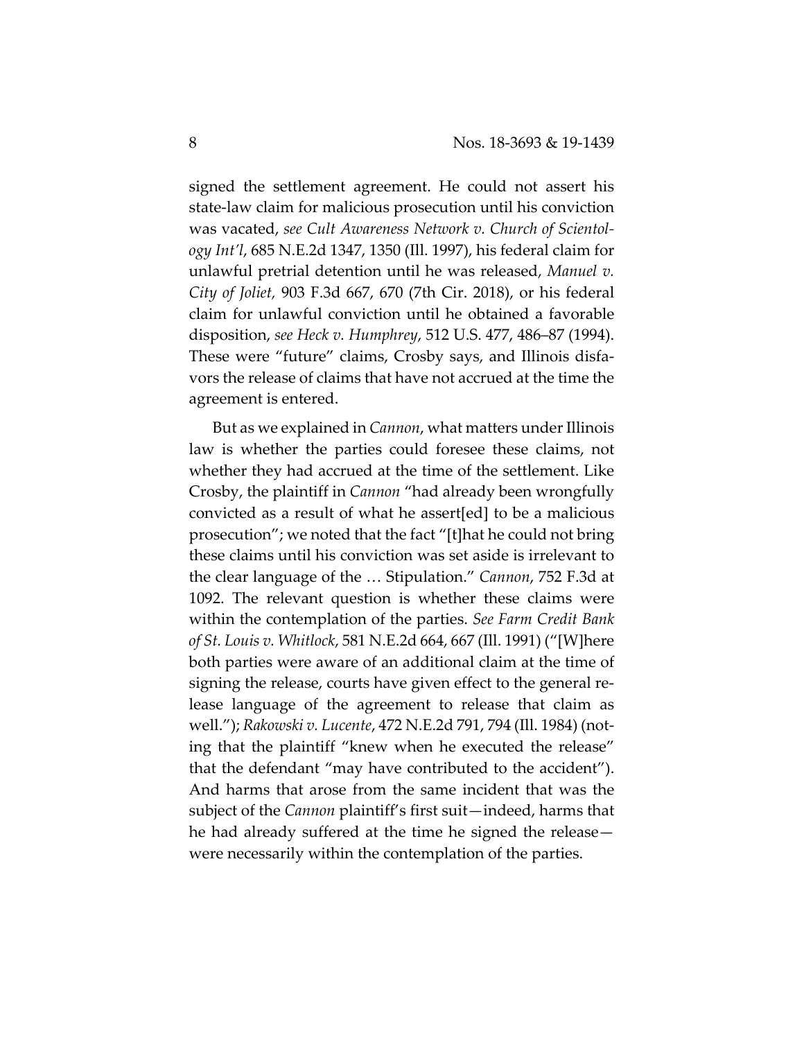signed the settlement agreement. He could not assert his state-law claim for malicious prosecution until his conviction was vacated, *see Cult Awareness Network v. Church of Scientology Int'l*, 685 N.E.2d 1347, 1350 (Ill. 1997), his federal claim for unlawful pretrial detention until he was released, *Manuel v. City of Joliet,* 903 F.3d 667, 670 (7th Cir. 2018), or his federal claim for unlawful conviction until he obtained a favorable disposition, *see Heck v. Humphrey*, 512 U.S. 477, 486–87 (1994). These were "future" claims, Crosby says, and Illinois disfavors the release of claims that have not accrued at the time the agreement is entered.

But as we explained in *Cannon*, what matters under Illinois law is whether the parties could foresee these claims, not whether they had accrued at the time of the settlement. Like Crosby, the plaintiff in *Cannon* "had already been wrongfully convicted as a result of what he assert[ed] to be a malicious prosecution"; we noted that the fact "[t]hat he could not bring these claims until his conviction was set aside is irrelevant to the clear language of the … Stipulation." *Cannon*, 752 F.3d at 1092. The relevant question is whether these claims were within the contemplation of the parties. *See Farm Credit Bank of St. Louis v. Whitlock*, 581 N.E.2d 664, 667 (Ill. 1991) ("[W]here both parties were aware of an additional claim at the time of signing the release, courts have given effect to the general release language of the agreement to release that claim as well."); *Rakowski v. Lucente*, 472 N.E.2d 791, 794 (Ill. 1984) (noting that the plaintiff "knew when he executed the release" that the defendant "may have contributed to the accident"). And harms that arose from the same incident that was the subject of the *Cannon* plaintiff's first suit—indeed, harms that he had already suffered at the time he signed the release—were necessarily within the contemplation of the parties.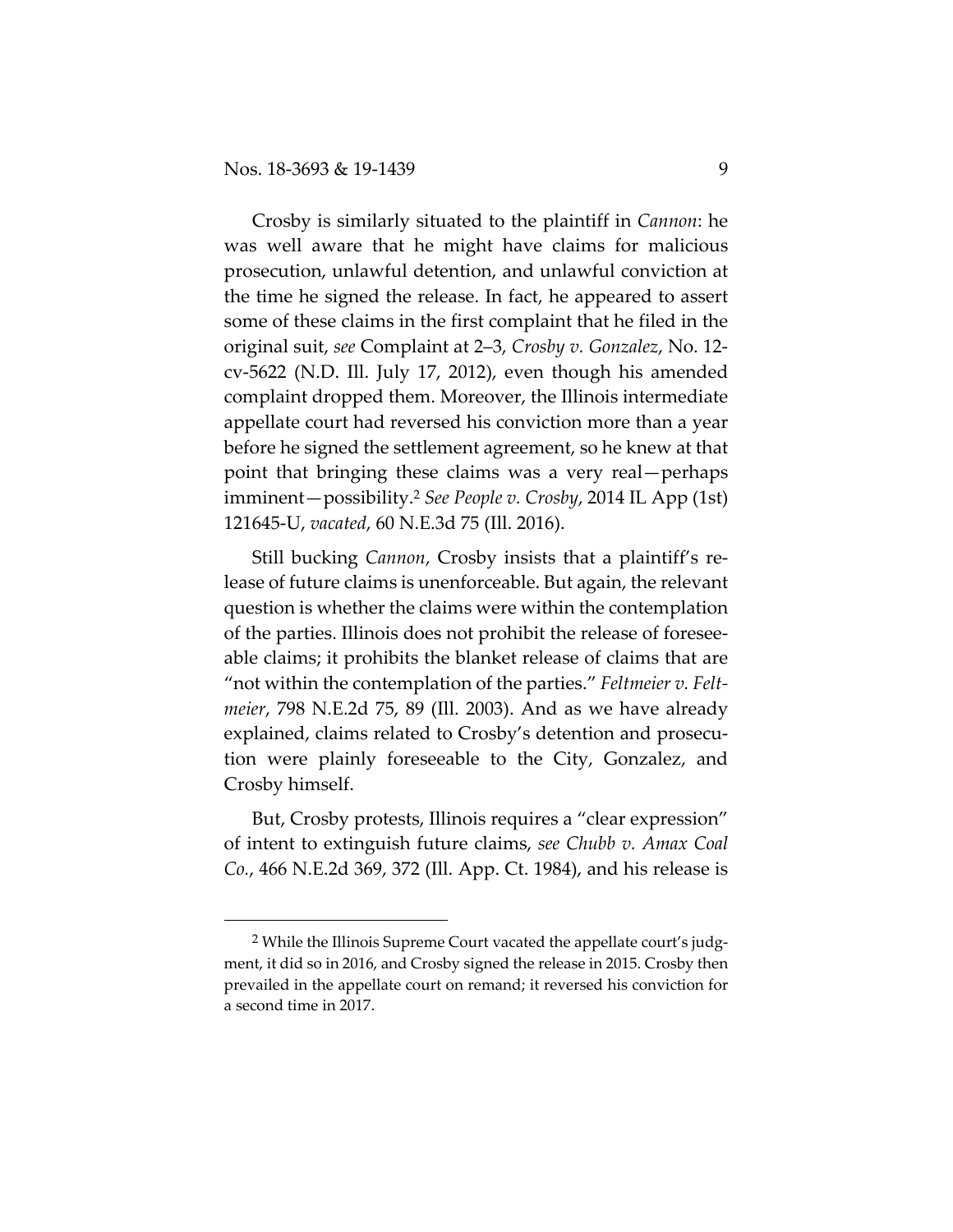Crosby is similarly situated to the plaintiff in *Cannon*: he was well aware that he might have claims for malicious prosecution, unlawful detention, and unlawful conviction at the time he signed the release. In fact, he appeared to assert some of these claims in the first complaint that he filed in the original suit, *see* Complaint at 2–3, *Crosby v. Gonzalez*, No. 12-cv-5622 (N.D. Ill. July 17, 2012), even though his amended complaint dropped them. Moreover, the Illinois intermediate appellate court had reversed his conviction more than a year before he signed the settlement agreement, so he knew at that point that bringing these claims was a very real—perhaps imminent—possibility.[2] *See People v. Crosby*, 2014 IL App (1st) 121645-U, *vacated*, 60 N.E.3d 75 (Ill. 2016).

Still bucking *Cannon*, Crosby insists that a plaintiff's release of future claims is unenforceable. But again, the relevant question is whether the claims were within the contemplation of the parties. Illinois does not prohibit the release of foreseeable claims; it prohibits the blanket release of claims that are "not within the contemplation of the parties." *Feltmeier v. Feltmeier*, 798 N.E.2d 75, 89 (Ill. 2003). And as we have already explained, claims related to Crosby's detention and prosecution were plainly foreseeable to the City, Gonzalez, and Crosby himself.

But, Crosby protests, Illinois requires a "clear expression" of intent to extinguish future claims, *see Chubb v. Amax Coal Co.*, 466 N.E.2d 369, 372 (Ill. App. Ct. 1984), and his release is

[2] While the Illinois Supreme Court vacated the appellate court's judgment, it did so in 2016, and Crosby signed the release in 2015. Crosby then prevailed in the appellate court on remand; it reversed his conviction for a second time in 2017.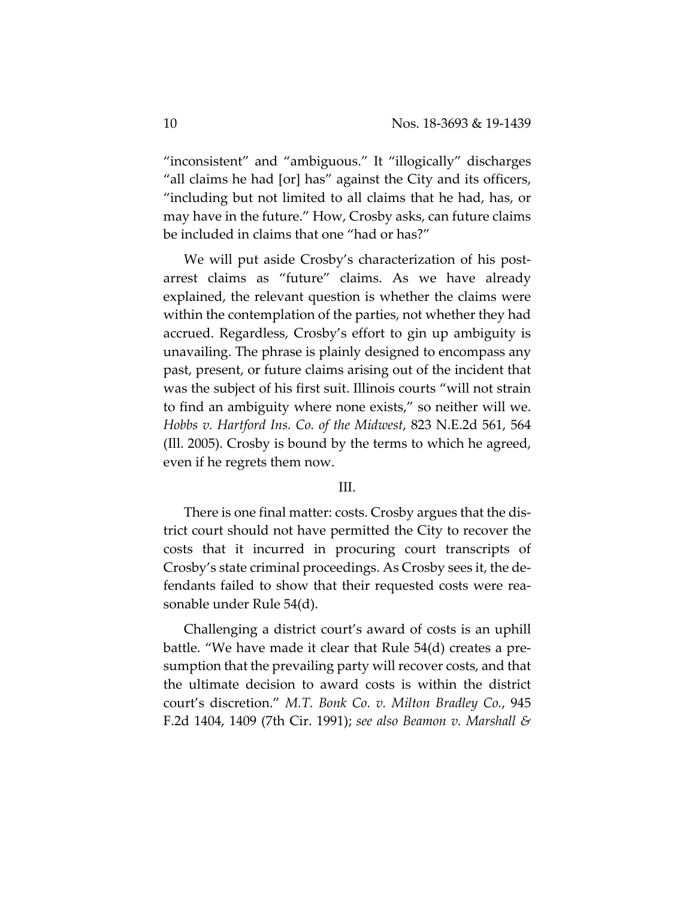"inconsistent" and "ambiguous." It "illogically" discharges "all claims he had [or] has" against the City and its officers, "including but not limited to all claims that he had, has, or may have in the future." How, Crosby asks, can future claims be included in claims that one "had or has?"

We will put aside Crosby's characterization of his post-arrest claims as "future" claims. As we have already explained, the relevant question is whether the claims were within the contemplation of the parties, not whether they had accrued. Regardless, Crosby's effort to gin up ambiguity is unavailing. The phrase is plainly designed to encompass any past, present, or future claims arising out of the incident that was the subject of his first suit. Illinois courts "will not strain to find an ambiguity where none exists," so neither will we. *Hobbs v. Hartford Ins. Co. of the Midwest*, 823 N.E.2d 561, 564 (Ill. 2005). Crosby is bound by the terms to which he agreed, even if he regrets them now.

## III.

There is one final matter: costs. Crosby argues that the district court should not have permitted the City to recover the costs that it incurred in procuring court transcripts of Crosby's state criminal proceedings. As Crosby sees it, the defendants failed to show that their requested costs were reasonable under Rule 54(d).

Challenging a district court's award of costs is an uphill battle. "We have made it clear that Rule 54(d) creates a presumption that the prevailing party will recover costs, and that the ultimate decision to award costs is within the district court's discretion." *M.T. Bonk Co. v. Milton Bradley Co.*, 945 F.2d 1404, 1409 (7th Cir. 1991); *see also Beamon v. Marshall &*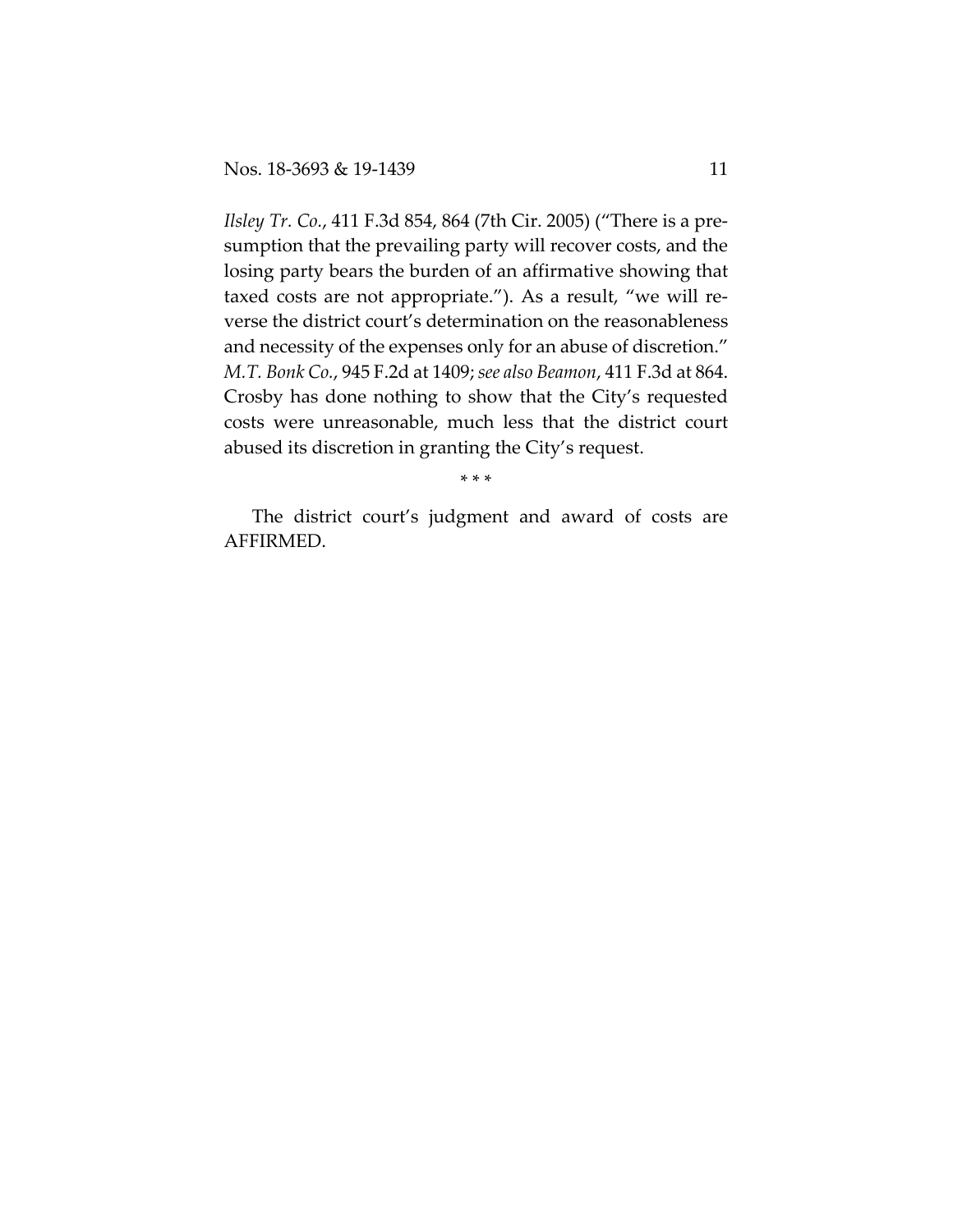*Ilsley Tr. Co.*, 411 F.3d 854, 864 (7th Cir. 2005) ("There is a presumption that the prevailing party will recover costs, and the losing party bears the burden of an affirmative showing that taxed costs are not appropriate."). As a result, "we will reverse the district court's determination on the reasonableness and necessity of the expenses only for an abuse of discretion." *M.T. Bonk Co.*, 945 F.2d at 1409; *see also Beamon*, 411 F.3d at 864. Crosby has done nothing to show that the City's requested costs were unreasonable, much less that the district court abused its discretion in granting the City's request.

\* \* \*

The district court's judgment and award of costs are AFFIRMED.